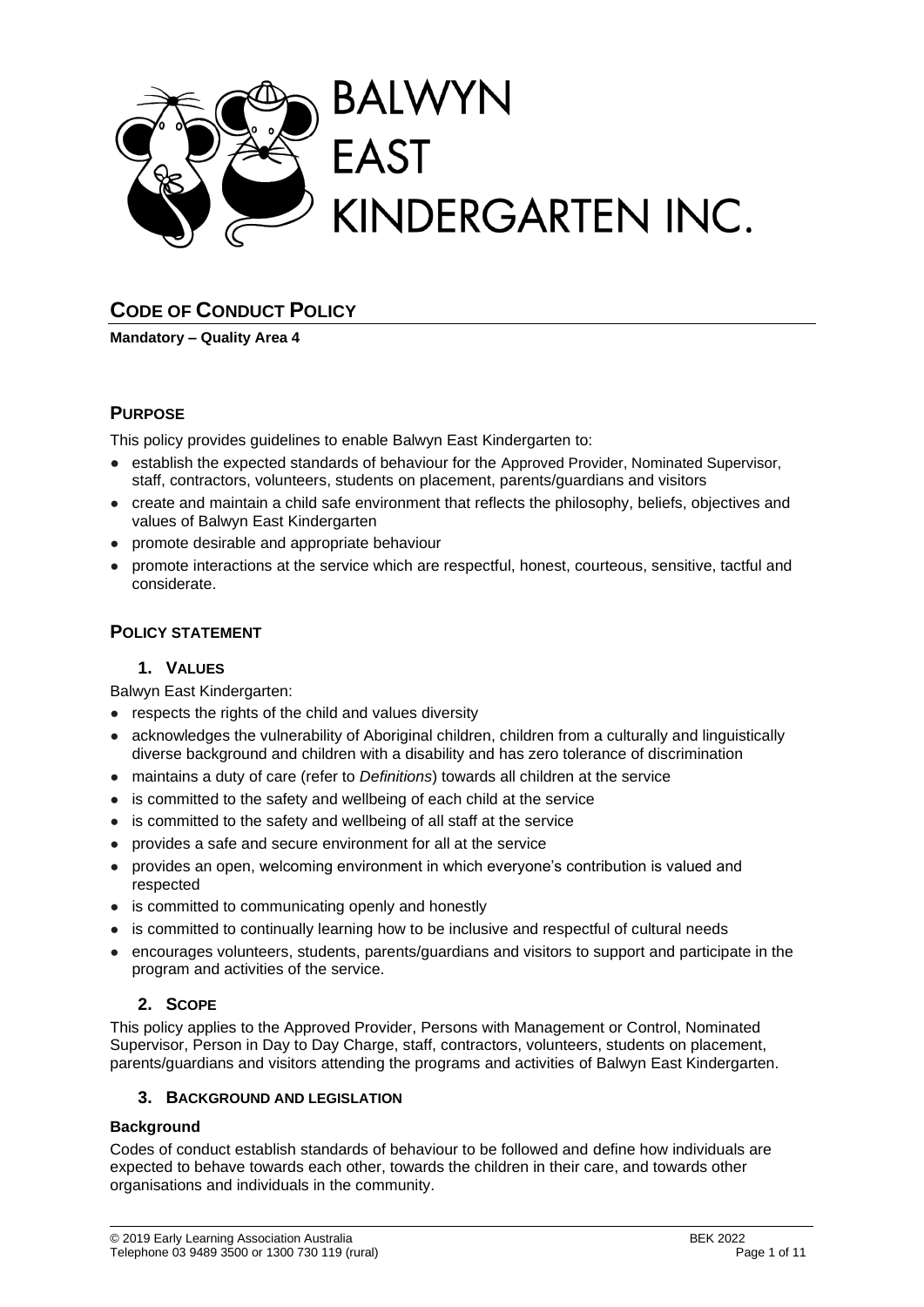# BALWYN EAST KINDERGARTEN INC.

## CODE OF CONDUCT POLICY

**Mandatory – Quality Area 4**

### PURPOSE

This policy provides guidelines to enable Balwyn East Kindergarten to:

- establish the expected standards of behaviour for the Approved Provider, Nominated Supervisor, staff, contractors, volunteers, students on placement, parents/guardians and visitors
- create and maintain a child safe environment that reflects the philosophy, beliefs, objectives and values of Balwyn East Kindergarten
- promote desirable and appropriate behaviour
- promote interactions at the service which are respectful, honest, courteous, sensitive, tactful and considerate.

### POLICY STATEMENT

#### 1. VALUES

Balwyn East Kindergarten:

- respects the rights of the child and values diversity
- acknowledges the vulnerability of Aboriginal children, children from a culturally and linguistically diverse background and children with a disability and has zero tolerance of discrimination
- maintains a duty of care (refer to *Definitions*) towards all children at the service
- is committed to the safety and wellbeing of each child at the service
- is committed to the safety and wellbeing of all staff at the service
- provides a safe and secure environment for all at the service
- provides an open, welcoming environment in which everyone's contribution is valued and respected
- is committed to communicating openly and honestly
- is committed to continually learning how to be inclusive and respectful of cultural needs
- encourages volunteers, students, parents/guardians and visitors to support and participate in the program and activities of the service.

#### 2. SCOPE

This policy applies to the Approved Provider, Persons with Management or Control, Nominated Supervisor, Person in Day to Day Charge, staff, contractors, volunteers, students on placement, parents/guardians and visitors attending the programs and activities of Balwyn East Kindergarten.

#### 3. BACKGROUND AND LEGISLATION

**Background**

Codes of conduct establish standards of behaviour to be followed and define how individuals are expected to behave towards each other, towards the children in their care, and towards other organisations and individuals in the community.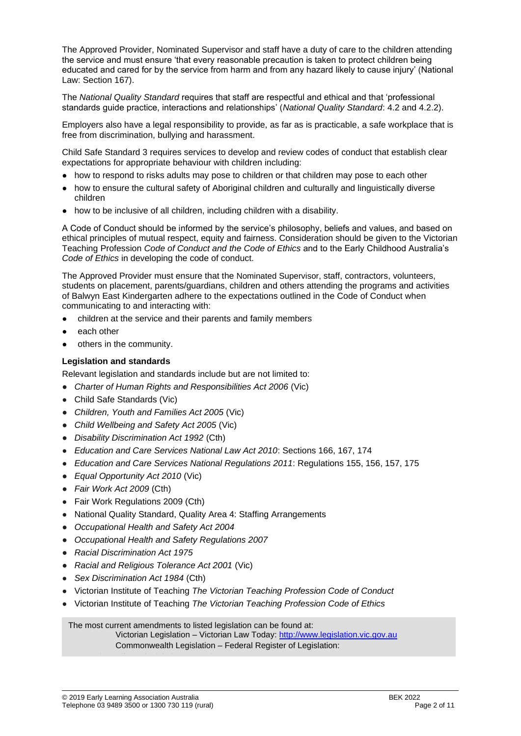The Approved Provider, Nominated Supervisor and staff have a duty of care to the children attending the service and must ensure 'that every reasonable precaution is taken to protect children being educated and cared for by the service from harm and from any hazard likely to cause injury' (National Law: Section 167).

The *National Quality Standard* requires that staff are respectful and ethical and that 'professional standards guide practice, interactions and relationships' (*National Quality Standard*: 4.2 and 4.2.2).

Employers also have a legal responsibility to provide, as far as is practicable, a safe workplace that is free from discrimination, bullying and harassment.

Child Safe Standard 3 requires services to develop and review codes of conduct that establish clear expectations for appropriate behaviour with children including:

- how to respond to risks adults may pose to children or that children may pose to each other
- how to ensure the cultural safety of Aboriginal children and culturally and linguistically diverse children
- how to be inclusive of all children, including children with a disability.

A Code of Conduct should be informed by the service's philosophy, beliefs and values, and based on ethical principles of mutual respect, equity and fairness. Consideration should be given to the Victorian Teaching Profession *Code of Conduct and the Code of Ethics* and to the Early Childhood Australia's *Code of Ethics* in developing the code of conduct.

The Approved Provider must ensure that the Nominated Supervisor, staff, contractors, volunteers, students on placement, parents/guardians, children and others attending the programs and activities of Balwyn East Kindergarten adhere to the expectations outlined in the Code of Conduct when communicating to and interacting with:

- children at the service and their parents and family members
- each other
- others in the community.

**Legislation and standards**

Relevant legislation and standards include but are not limited to:

- *Charter of Human Rights and Responsibilities Act 2006* (Vic)
- Child Safe Standards (Vic)
- *Children, Youth and Families Act 2005* (Vic)
- *Child Wellbeing and Safety Act 2005* (Vic)
- *Disability Discrimination Act 1992* (Cth)
- *Education and Care Services National Law Act 2010*: Sections 166, 167, 174
- *Education and Care Services National Regulations 2011*: Regulations 155, 156, 157, 175
- *Equal Opportunity Act 2010* (Vic)
- *Fair Work Act 2009* (Cth)
- Fair Work Regulations 2009 (Cth)
- National Quality Standard, Quality Area 4: Staffing Arrangements
- *Occupational Health and Safety Act 2004*
- *Occupational Health and Safety Regulations 2007*
- *Racial Discrimination Act 1975*
- *Racial and Religious Tolerance Act 2001* (Vic)
- *Sex Discrimination Act 1984* (Cth)
- Victorian Institute of Teaching *The Victorian Teaching Profession Code of Conduct*
- Victorian Institute of Teaching *The Victorian Teaching Profession Code of Ethics*

The most current amendments to listed legislation can be found at:
Victorian Legislation – Victorian Law Today: http://www.legislation.vic.gov.au
Commonwealth Legislation – Federal Register of Legislation: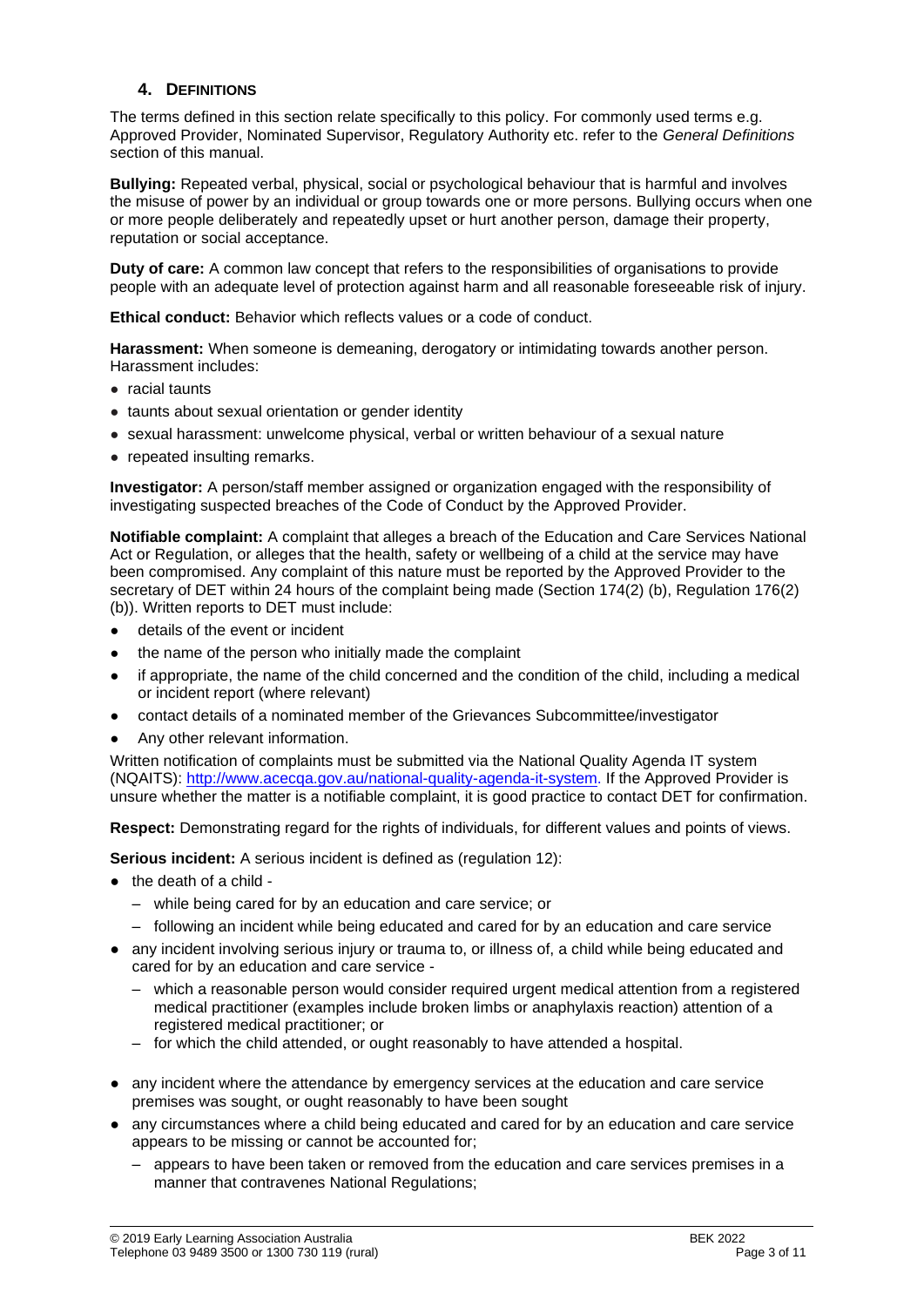## 4. DEFINITIONS

The terms defined in this section relate specifically to this policy. For commonly used terms e.g. Approved Provider, Nominated Supervisor, Regulatory Authority etc. refer to the *General Definitions* section of this manual.

**Bullying:** Repeated verbal, physical, social or psychological behaviour that is harmful and involves the misuse of power by an individual or group towards one or more persons. Bullying occurs when one or more people deliberately and repeatedly upset or hurt another person, damage their property, reputation or social acceptance.

**Duty of care:** A common law concept that refers to the responsibilities of organisations to provide people with an adequate level of protection against harm and all reasonable foreseeable risk of injury.

**Ethical conduct:** Behavior which reflects values or a code of conduct.

**Harassment:** When someone is demeaning, derogatory or intimidating towards another person. Harassment includes:

- racial taunts
- taunts about sexual orientation or gender identity
- sexual harassment: unwelcome physical, verbal or written behaviour of a sexual nature
- repeated insulting remarks.

**Investigator:** A person/staff member assigned or organization engaged with the responsibility of investigating suspected breaches of the Code of Conduct by the Approved Provider.

**Notifiable complaint:** A complaint that alleges a breach of the Education and Care Services National Act or Regulation, or alleges that the health, safety or wellbeing of a child at the service may have been compromised. Any complaint of this nature must be reported by the Approved Provider to the secretary of DET within 24 hours of the complaint being made (Section 174(2) (b), Regulation 176(2) (b)). Written reports to DET must include:

- details of the event or incident
- the name of the person who initially made the complaint
- if appropriate, the name of the child concerned and the condition of the child, including a medical or incident report (where relevant)
- contact details of a nominated member of the Grievances Subcommittee/investigator
- Any other relevant information.

Written notification of complaints must be submitted via the National Quality Agenda IT system (NQAITS): http://www.acecqa.gov.au/national-quality-agenda-it-system. If the Approved Provider is unsure whether the matter is a notifiable complaint, it is good practice to contact DET for confirmation.

**Respect:** Demonstrating regard for the rights of individuals, for different values and points of views.

**Serious incident:** A serious incident is defined as (regulation 12):

- the death of a child -
  - while being cared for by an education and care service; or
  - following an incident while being educated and cared for by an education and care service
- any incident involving serious injury or trauma to, or illness of, a child while being educated and cared for by an education and care service -
  - which a reasonable person would consider required urgent medical attention from a registered medical practitioner (examples include broken limbs or anaphylaxis reaction) attention of a registered medical practitioner; or
  - for which the child attended, or ought reasonably to have attended a hospital.
- any incident where the attendance by emergency services at the education and care service premises was sought, or ought reasonably to have been sought
- any circumstances where a child being educated and cared for by an education and care service appears to be missing or cannot be accounted for;
  - appears to have been taken or removed from the education and care services premises in a manner that contravenes National Regulations;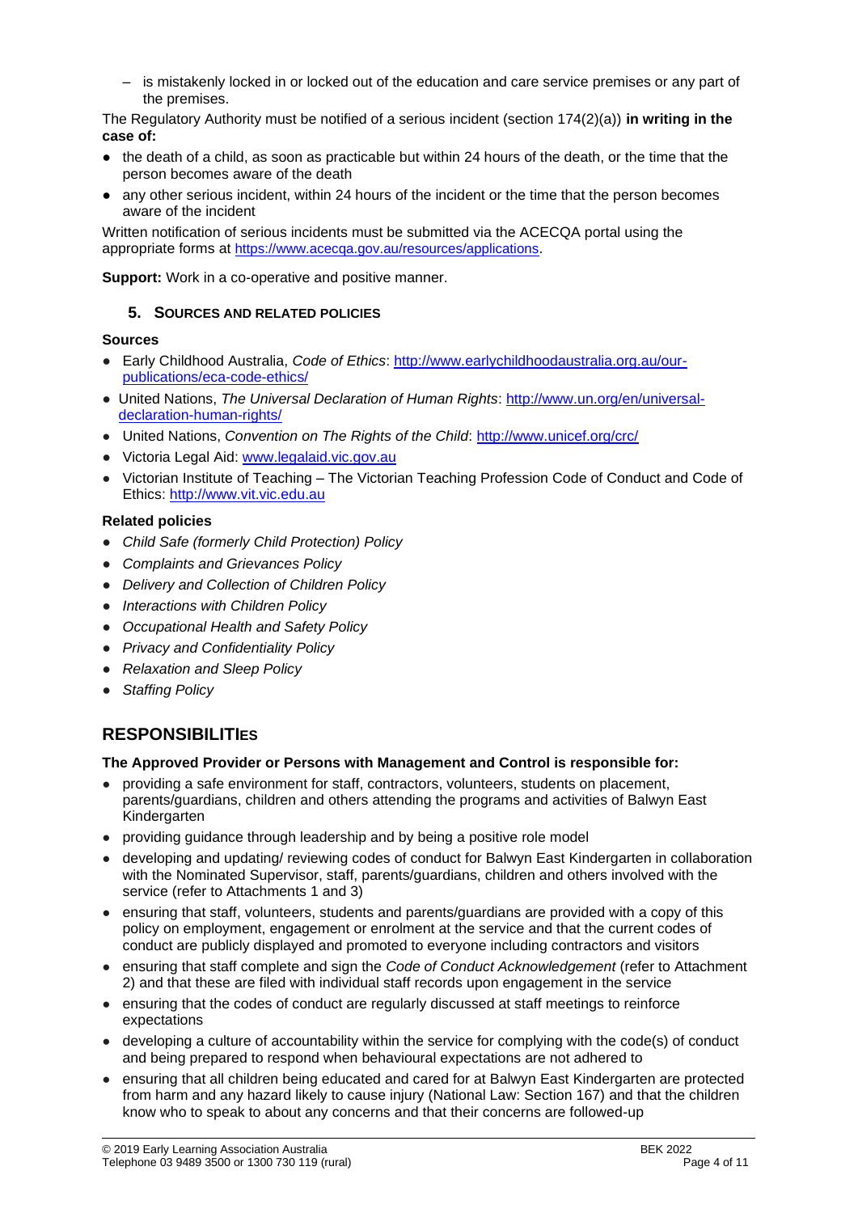– is mistakenly locked in or locked out of the education and care service premises or any part of the premises.

The Regulatory Authority must be notified of a serious incident (section 174(2)(a)) **in writing in the case of:**

- the death of a child, as soon as practicable but within 24 hours of the death, or the time that the person becomes aware of the death
- any other serious incident, within 24 hours of the incident or the time that the person becomes aware of the incident

Written notification of serious incidents must be submitted via the ACECQA portal using the appropriate forms at https://www.acecqa.gov.au/resources/applications.

**Support:** Work in a co-operative and positive manner.

### 5. SOURCES AND RELATED POLICIES

**Sources**

- Early Childhood Australia, *Code of Ethics*: http://www.earlychildhoodaustralia.org.au/our-publications/eca-code-ethics/
- United Nations, *The Universal Declaration of Human Rights*: http://www.un.org/en/universal-declaration-human-rights/
- United Nations, *Convention on The Rights of the Child*: http://www.unicef.org/crc/
- Victoria Legal Aid: www.legalaid.vic.gov.au
- Victorian Institute of Teaching – The Victorian Teaching Profession Code of Conduct and Code of Ethics: http://www.vit.vic.edu.au

**Related policies**

- *Child Safe (formerly Child Protection) Policy*
- *Complaints and Grievances Policy*
- *Delivery and Collection of Children Policy*
- *Interactions with Children Policy*
- *Occupational Health and Safety Policy*
- *Privacy and Confidentiality Policy*
- *Relaxation and Sleep Policy*
- *Staffing Policy*

## RESPONSIBILITIES

**The Approved Provider or Persons with Management and Control is responsible for:**

- providing a safe environment for staff, contractors, volunteers, students on placement, parents/guardians, children and others attending the programs and activities of Balwyn East Kindergarten
- providing guidance through leadership and by being a positive role model
- developing and updating/ reviewing codes of conduct for Balwyn East Kindergarten in collaboration with the Nominated Supervisor, staff, parents/guardians, children and others involved with the service (refer to Attachments 1 and 3)
- ensuring that staff, volunteers, students and parents/guardians are provided with a copy of this policy on employment, engagement or enrolment at the service and that the current codes of conduct are publicly displayed and promoted to everyone including contractors and visitors
- ensuring that staff complete and sign the *Code of Conduct Acknowledgement* (refer to Attachment 2) and that these are filed with individual staff records upon engagement in the service
- ensuring that the codes of conduct are regularly discussed at staff meetings to reinforce expectations
- developing a culture of accountability within the service for complying with the code(s) of conduct and being prepared to respond when behavioural expectations are not adhered to
- ensuring that all children being educated and cared for at Balwyn East Kindergarten are protected from harm and any hazard likely to cause injury (National Law: Section 167) and that the children know who to speak to about any concerns and that their concerns are followed-up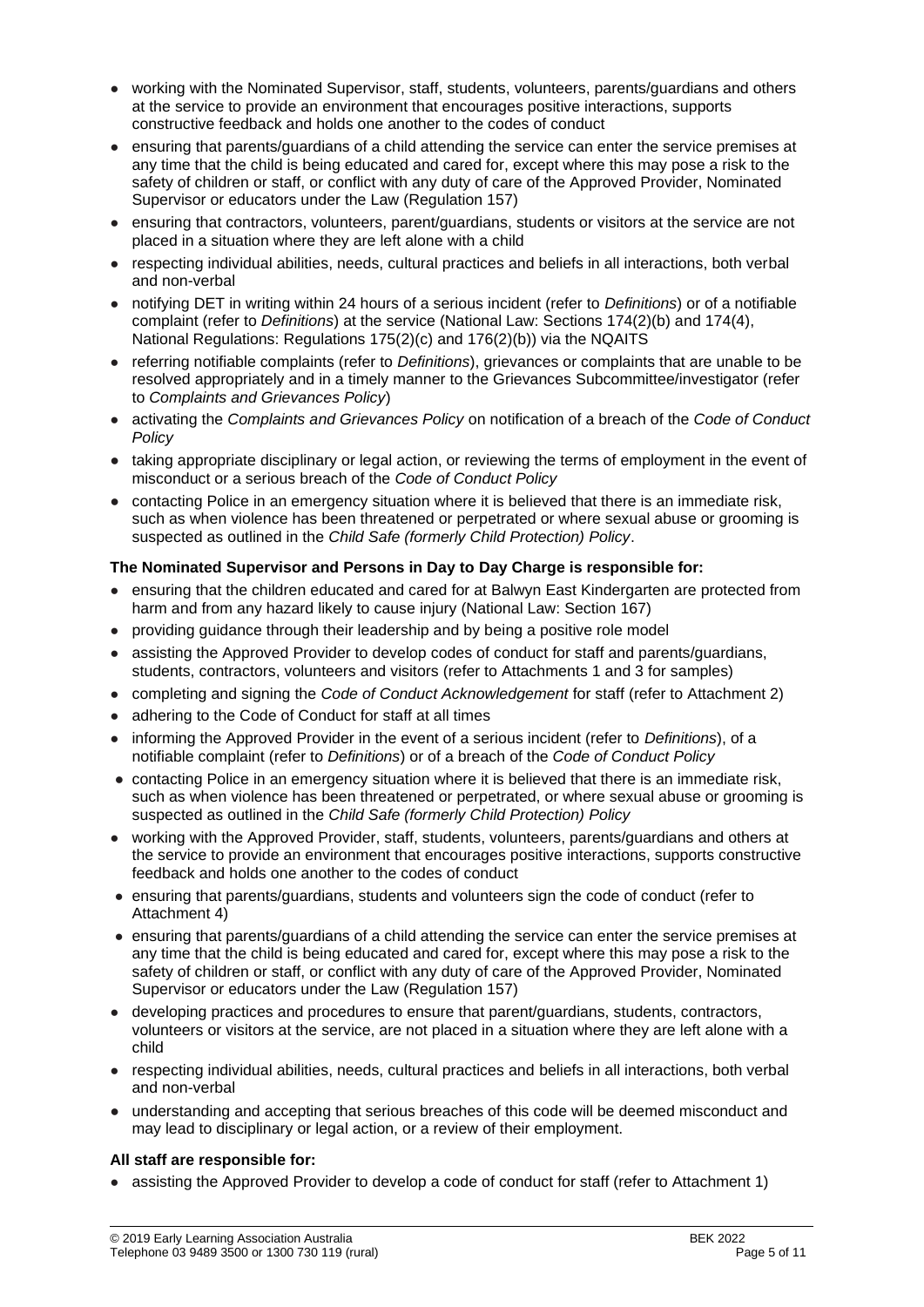- working with the Nominated Supervisor, staff, students, volunteers, parents/guardians and others at the service to provide an environment that encourages positive interactions, supports constructive feedback and holds one another to the codes of conduct
- ensuring that parents/guardians of a child attending the service can enter the service premises at any time that the child is being educated and cared for, except where this may pose a risk to the safety of children or staff, or conflict with any duty of care of the Approved Provider, Nominated Supervisor or educators under the Law (Regulation 157)
- ensuring that contractors, volunteers, parent/guardians, students or visitors at the service are not placed in a situation where they are left alone with a child
- respecting individual abilities, needs, cultural practices and beliefs in all interactions, both verbal and non-verbal
- notifying DET in writing within 24 hours of a serious incident (refer to *Definitions*) or of a notifiable complaint (refer to *Definitions*) at the service (National Law: Sections 174(2)(b) and 174(4), National Regulations: Regulations 175(2)(c) and 176(2)(b)) via the NQAITS
- referring notifiable complaints (refer to *Definitions*), grievances or complaints that are unable to be resolved appropriately and in a timely manner to the Grievances Subcommittee/investigator (refer to *Complaints and Grievances Policy*)
- activating the *Complaints and Grievances Policy* on notification of a breach of the *Code of Conduct Policy*
- taking appropriate disciplinary or legal action, or reviewing the terms of employment in the event of misconduct or a serious breach of the *Code of Conduct Policy*
- contacting Police in an emergency situation where it is believed that there is an immediate risk, such as when violence has been threatened or perpetrated or where sexual abuse or grooming is suspected as outlined in the *Child Safe (formerly Child Protection) Policy*.

**The Nominated Supervisor and Persons in Day to Day Charge is responsible for:**

- ensuring that the children educated and cared for at Balwyn East Kindergarten are protected from harm and from any hazard likely to cause injury (National Law: Section 167)
- providing guidance through their leadership and by being a positive role model
- assisting the Approved Provider to develop codes of conduct for staff and parents/guardians, students, contractors, volunteers and visitors (refer to Attachments 1 and 3 for samples)
- completing and signing the *Code of Conduct Acknowledgement* for staff (refer to Attachment 2)
- adhering to the Code of Conduct for staff at all times
- informing the Approved Provider in the event of a serious incident (refer to *Definitions*), of a notifiable complaint (refer to *Definitions*) or of a breach of the *Code of Conduct Policy*
- contacting Police in an emergency situation where it is believed that there is an immediate risk, such as when violence has been threatened or perpetrated, or where sexual abuse or grooming is suspected as outlined in the *Child Safe (formerly Child Protection) Policy*
- working with the Approved Provider, staff, students, volunteers, parents/guardians and others at the service to provide an environment that encourages positive interactions, supports constructive feedback and holds one another to the codes of conduct
- ensuring that parents/guardians, students and volunteers sign the code of conduct (refer to Attachment 4)
- ensuring that parents/guardians of a child attending the service can enter the service premises at any time that the child is being educated and cared for, except where this may pose a risk to the safety of children or staff, or conflict with any duty of care of the Approved Provider, Nominated Supervisor or educators under the Law (Regulation 157)
- developing practices and procedures to ensure that parent/guardians, students, contractors, volunteers or visitors at the service, are not placed in a situation where they are left alone with a child
- respecting individual abilities, needs, cultural practices and beliefs in all interactions, both verbal and non-verbal
- understanding and accepting that serious breaches of this code will be deemed misconduct and may lead to disciplinary or legal action, or a review of their employment.

**All staff are responsible for:**

- assisting the Approved Provider to develop a code of conduct for staff (refer to Attachment 1)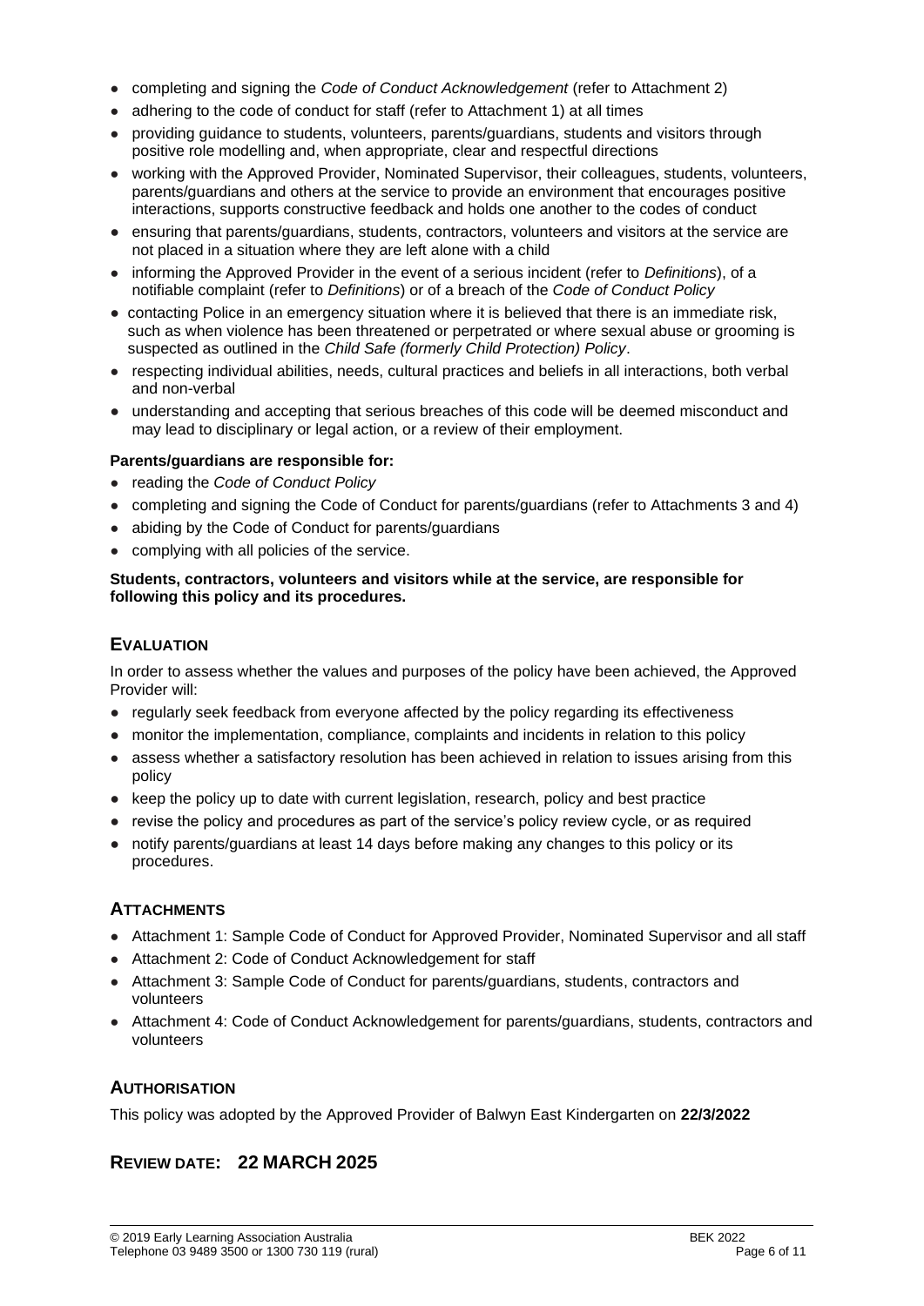- completing and signing the *Code of Conduct Acknowledgement* (refer to Attachment 2)
- adhering to the code of conduct for staff (refer to Attachment 1) at all times
- providing guidance to students, volunteers, parents/guardians, students and visitors through positive role modelling and, when appropriate, clear and respectful directions
- working with the Approved Provider, Nominated Supervisor, their colleagues, students, volunteers, parents/guardians and others at the service to provide an environment that encourages positive interactions, supports constructive feedback and holds one another to the codes of conduct
- ensuring that parents/guardians, students, contractors, volunteers and visitors at the service are not placed in a situation where they are left alone with a child
- informing the Approved Provider in the event of a serious incident (refer to *Definitions*), of a notifiable complaint (refer to *Definitions*) or of a breach of the *Code of Conduct Policy*
- contacting Police in an emergency situation where it is believed that there is an immediate risk, such as when violence has been threatened or perpetrated or where sexual abuse or grooming is suspected as outlined in the *Child Safe (formerly Child Protection) Policy*.
- respecting individual abilities, needs, cultural practices and beliefs in all interactions, both verbal and non-verbal
- understanding and accepting that serious breaches of this code will be deemed misconduct and may lead to disciplinary or legal action, or a review of their employment.

**Parents/guardians are responsible for:**

- reading the *Code of Conduct Policy*
- completing and signing the Code of Conduct for parents/guardians (refer to Attachments 3 and 4)
- abiding by the Code of Conduct for parents/guardians
- complying with all policies of the service.

**Students, contractors, volunteers and visitors while at the service, are responsible for following this policy and its procedures.**

## EVALUATION

In order to assess whether the values and purposes of the policy have been achieved, the Approved Provider will:

- regularly seek feedback from everyone affected by the policy regarding its effectiveness
- monitor the implementation, compliance, complaints and incidents in relation to this policy
- assess whether a satisfactory resolution has been achieved in relation to issues arising from this policy
- keep the policy up to date with current legislation, research, policy and best practice
- revise the policy and procedures as part of the service's policy review cycle, or as required
- notify parents/guardians at least 14 days before making any changes to this policy or its procedures.

## ATTACHMENTS

- Attachment 1: Sample Code of Conduct for Approved Provider, Nominated Supervisor and all staff
- Attachment 2: Code of Conduct Acknowledgement for staff
- Attachment 3: Sample Code of Conduct for parents/guardians, students, contractors and volunteers
- Attachment 4: Code of Conduct Acknowledgement for parents/guardians, students, contractors and volunteers

## AUTHORISATION

This policy was adopted by the Approved Provider of Balwyn East Kindergarten on **22/3/2022**

## REVIEW DATE: 22 MARCH 2025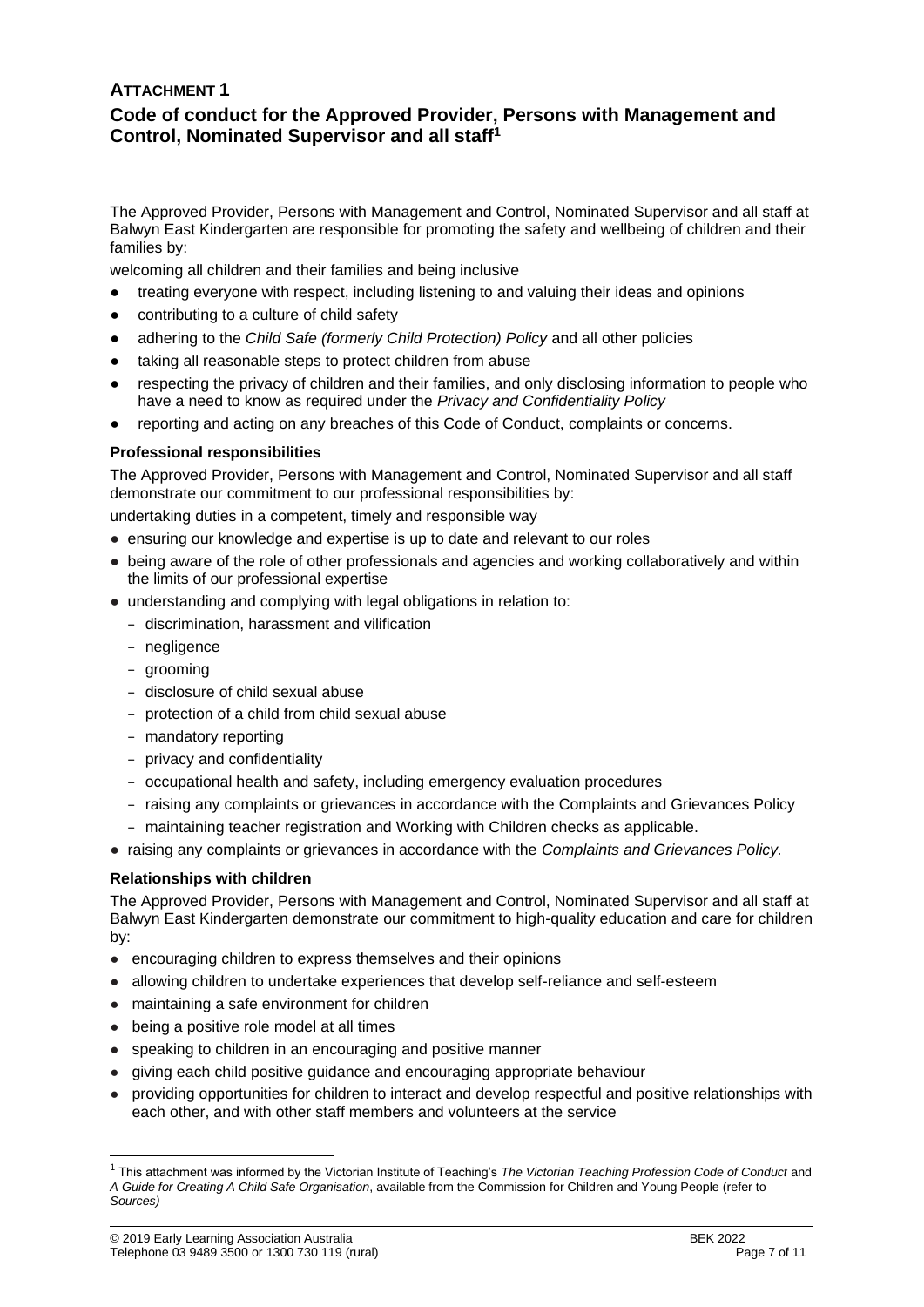## ATTACHMENT 1

## Code of conduct for the Approved Provider, Persons with Management and Control, Nominated Supervisor and all staff[1]

The Approved Provider, Persons with Management and Control, Nominated Supervisor and all staff at Balwyn East Kindergarten are responsible for promoting the safety and wellbeing of children and their families by:

welcoming all children and their families and being inclusive

- treating everyone with respect, including listening to and valuing their ideas and opinions
- contributing to a culture of child safety
- adhering to the *Child Safe (formerly Child Protection) Policy* and all other policies
- taking all reasonable steps to protect children from abuse
- respecting the privacy of children and their families, and only disclosing information to people who have a need to know as required under the *Privacy and Confidentiality Policy*
- reporting and acting on any breaches of this Code of Conduct, complaints or concerns.

**Professional responsibilities**

The Approved Provider, Persons with Management and Control, Nominated Supervisor and all staff demonstrate our commitment to our professional responsibilities by:

undertaking duties in a competent, timely and responsible way

- ensuring our knowledge and expertise is up to date and relevant to our roles
- being aware of the role of other professionals and agencies and working collaboratively and within the limits of our professional expertise
- understanding and complying with legal obligations in relation to:
  - discrimination, harassment and vilification
  - negligence
  - grooming
  - disclosure of child sexual abuse
  - protection of a child from child sexual abuse
  - mandatory reporting
  - privacy and confidentiality
  - occupational health and safety, including emergency evaluation procedures
  - raising any complaints or grievances in accordance with the Complaints and Grievances Policy
  - maintaining teacher registration and Working with Children checks as applicable.
- raising any complaints or grievances in accordance with the *Complaints and Grievances Policy.*

**Relationships with children**

The Approved Provider, Persons with Management and Control, Nominated Supervisor and all staff at Balwyn East Kindergarten demonstrate our commitment to high-quality education and care for children by:

- encouraging children to express themselves and their opinions
- allowing children to undertake experiences that develop self-reliance and self-esteem
- maintaining a safe environment for children
- being a positive role model at all times
- speaking to children in an encouraging and positive manner
- giving each child positive guidance and encouraging appropriate behaviour
- providing opportunities for children to interact and develop respectful and positive relationships with each other, and with other staff members and volunteers at the service

[1] This attachment was informed by the Victorian Institute of Teaching's *The Victorian Teaching Profession Code of Conduct* and *A Guide for Creating A Child Safe Organisation*, available from the Commission for Children and Young People (refer to *Sources)*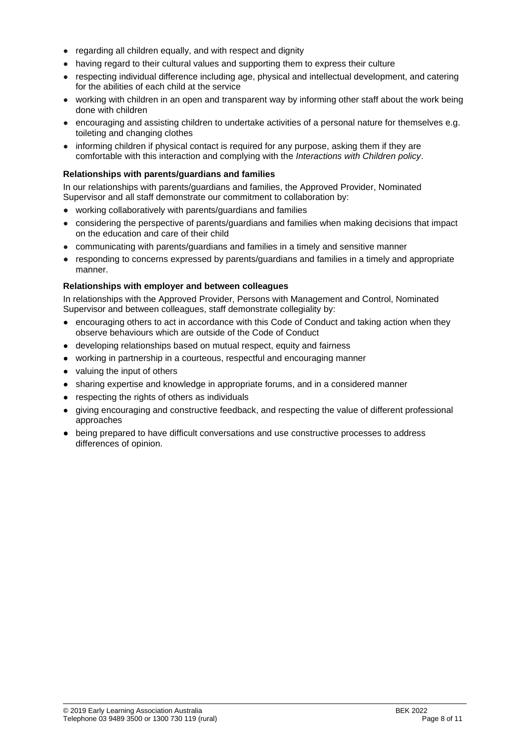- regarding all children equally, and with respect and dignity
- having regard to their cultural values and supporting them to express their culture
- respecting individual difference including age, physical and intellectual development, and catering for the abilities of each child at the service
- working with children in an open and transparent way by informing other staff about the work being done with children
- encouraging and assisting children to undertake activities of a personal nature for themselves e.g. toileting and changing clothes
- informing children if physical contact is required for any purpose, asking them if they are comfortable with this interaction and complying with the *Interactions with Children policy*.

**Relationships with parents/guardians and families**

In our relationships with parents/guardians and families, the Approved Provider, Nominated Supervisor and all staff demonstrate our commitment to collaboration by:

- working collaboratively with parents/guardians and families
- considering the perspective of parents/guardians and families when making decisions that impact on the education and care of their child
- communicating with parents/guardians and families in a timely and sensitive manner
- responding to concerns expressed by parents/guardians and families in a timely and appropriate manner.

**Relationships with employer and between colleagues**

In relationships with the Approved Provider, Persons with Management and Control, Nominated Supervisor and between colleagues, staff demonstrate collegiality by:

- encouraging others to act in accordance with this Code of Conduct and taking action when they observe behaviours which are outside of the Code of Conduct
- developing relationships based on mutual respect, equity and fairness
- working in partnership in a courteous, respectful and encouraging manner
- valuing the input of others
- sharing expertise and knowledge in appropriate forums, and in a considered manner
- respecting the rights of others as individuals
- giving encouraging and constructive feedback, and respecting the value of different professional approaches
- being prepared to have difficult conversations and use constructive processes to address differences of opinion.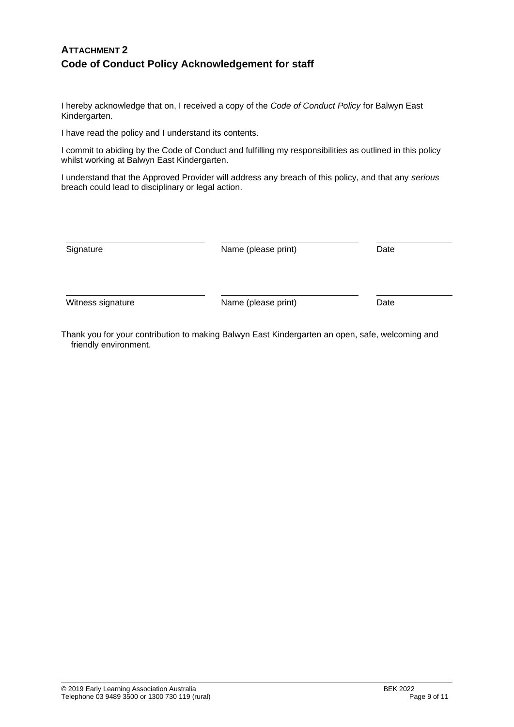## ATTACHMENT 2
## Code of Conduct Policy Acknowledgement for staff

I hereby acknowledge that on, I received a copy of the *Code of Conduct Policy* for Balwyn East Kindergarten.

I have read the policy and I understand its contents.

I commit to abiding by the Code of Conduct and fulfilling my responsibilities as outlined in this policy whilst working at Balwyn East Kindergarten.

I understand that the Approved Provider will address any breach of this policy, and that any *serious* breach could lead to disciplinary or legal action.

| ______________________ | ______________________ | ____________ |
|---|---|---|
| Signature | Name (please print) | Date |
| ______________________ | ______________________ | ____________ |
| Witness signature | Name (please print) | Date |

Thank you for your contribution to making Balwyn East Kindergarten an open, safe, welcoming and friendly environment.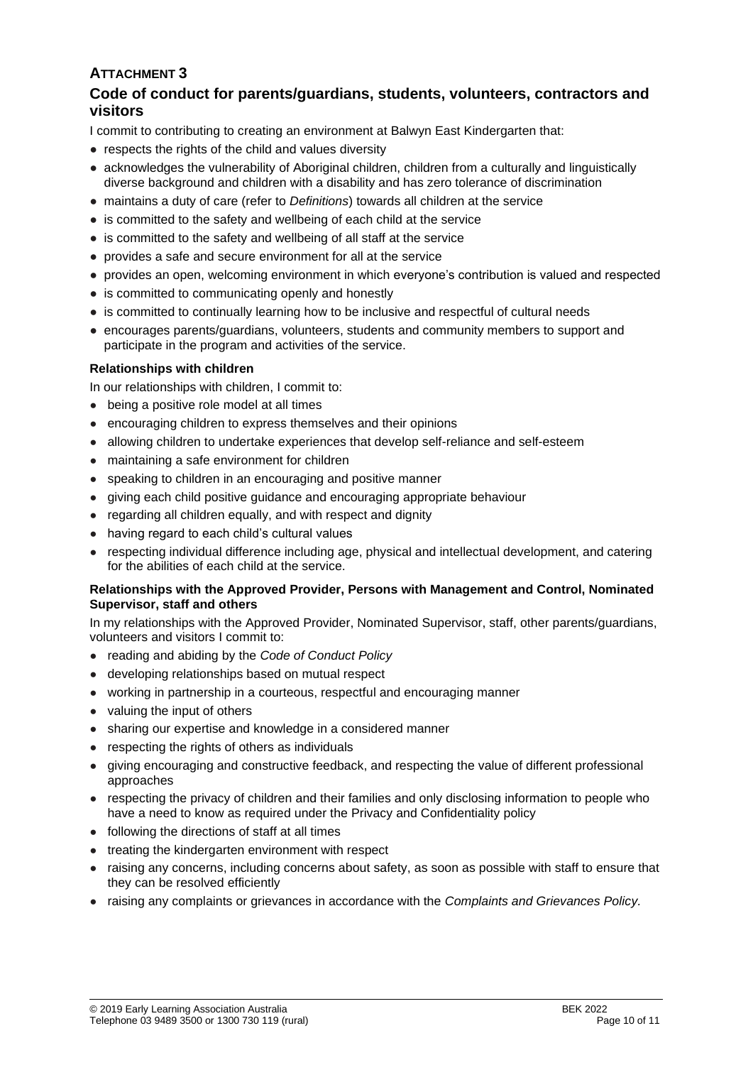## ATTACHMENT 3

## Code of conduct for parents/guardians, students, volunteers, contractors and visitors

I commit to contributing to creating an environment at Balwyn East Kindergarten that:

- respects the rights of the child and values diversity
- acknowledges the vulnerability of Aboriginal children, children from a culturally and linguistically diverse background and children with a disability and has zero tolerance of discrimination
- maintains a duty of care (refer to *Definitions*) towards all children at the service
- is committed to the safety and wellbeing of each child at the service
- is committed to the safety and wellbeing of all staff at the service
- provides a safe and secure environment for all at the service
- provides an open, welcoming environment in which everyone's contribution is valued and respected
- is committed to communicating openly and honestly
- is committed to continually learning how to be inclusive and respectful of cultural needs
- encourages parents/guardians, volunteers, students and community members to support and participate in the program and activities of the service.

**Relationships with children**

In our relationships with children, I commit to:

- being a positive role model at all times
- encouraging children to express themselves and their opinions
- allowing children to undertake experiences that develop self-reliance and self-esteem
- maintaining a safe environment for children
- speaking to children in an encouraging and positive manner
- giving each child positive guidance and encouraging appropriate behaviour
- regarding all children equally, and with respect and dignity
- having regard to each child's cultural values
- respecting individual difference including age, physical and intellectual development, and catering for the abilities of each child at the service.

**Relationships with the Approved Provider, Persons with Management and Control, Nominated Supervisor, staff and others**

In my relationships with the Approved Provider, Nominated Supervisor, staff, other parents/guardians, volunteers and visitors I commit to:

- reading and abiding by the *Code of Conduct Policy*
- developing relationships based on mutual respect
- working in partnership in a courteous, respectful and encouraging manner
- valuing the input of others
- sharing our expertise and knowledge in a considered manner
- respecting the rights of others as individuals
- giving encouraging and constructive feedback, and respecting the value of different professional approaches
- respecting the privacy of children and their families and only disclosing information to people who have a need to know as required under the Privacy and Confidentiality policy
- following the directions of staff at all times
- treating the kindergarten environment with respect
- raising any concerns, including concerns about safety, as soon as possible with staff to ensure that they can be resolved efficiently
- raising any complaints or grievances in accordance with the *Complaints and Grievances Policy.*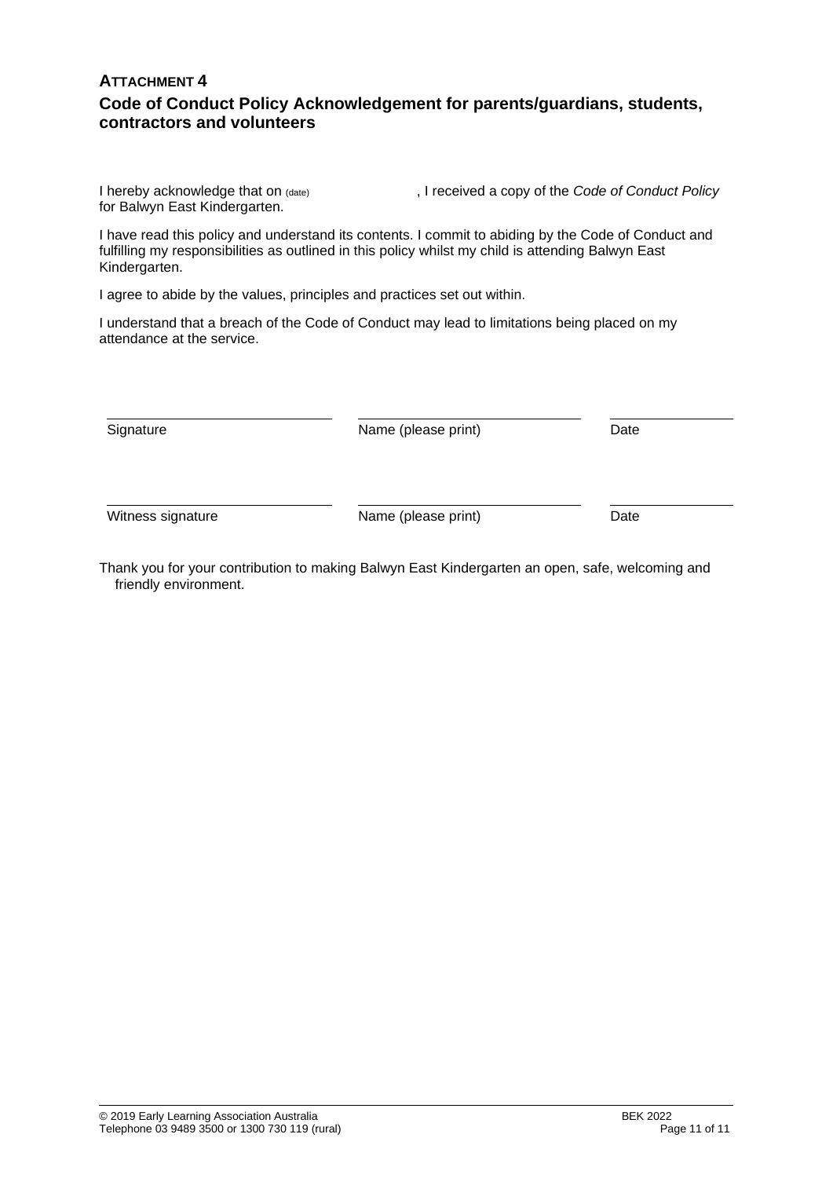## ATTACHMENT 4

## Code of Conduct Policy Acknowledgement for parents/guardians, students, contractors and volunteers

I hereby acknowledge that on (date) \_\_\_\_\_\_\_\_\_\_\_\_\_\_\_\_, I received a copy of the *Code of Conduct Policy* for Balwyn East Kindergarten.

I have read this policy and understand its contents. I commit to abiding by the Code of Conduct and fulfilling my responsibilities as outlined in this policy whilst my child is attending Balwyn East Kindergarten.

I agree to abide by the values, principles and practices set out within.

I understand that a breach of the Code of Conduct may lead to limitations being placed on my attendance at the service.

| | | |
|---|---|---|
| \_\_\_\_\_\_\_\_\_\_\_\_\_\_\_\_\_\_\_\_ | \_\_\_\_\_\_\_\_\_\_\_\_\_\_\_\_\_\_\_\_ | \_\_\_\_\_\_\_\_\_\_\_\_ |
| Signature | Name (please print) | Date |
| \_\_\_\_\_\_\_\_\_\_\_\_\_\_\_\_\_\_\_\_ | \_\_\_\_\_\_\_\_\_\_\_\_\_\_\_\_\_\_\_\_ | \_\_\_\_\_\_\_\_\_\_\_\_ |
| Witness signature | Name (please print) | Date |

Thank you for your contribution to making Balwyn East Kindergarten an open, safe, welcoming and friendly environment.